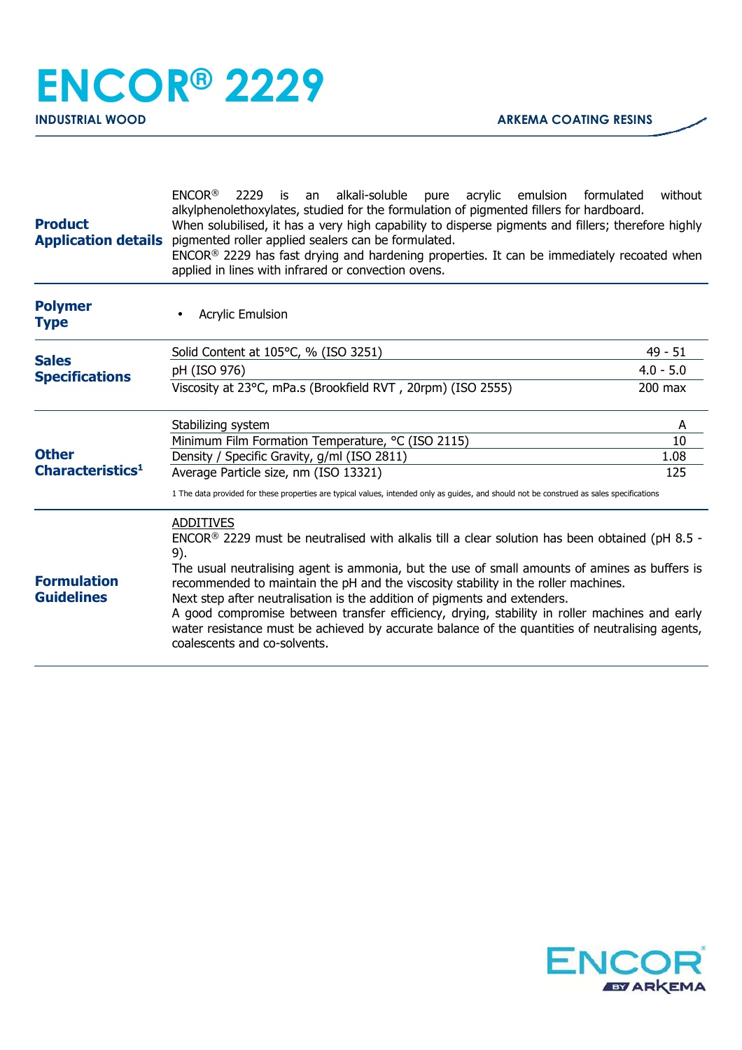# ENCOR® 2229

**INDUSTRIAL WOOD** — **ARKEMA COATING RESINS**

## Product Application details

ENCOR® 2229 is an alkali-soluble pure acrylic emulsion formulated without alkylphenolethoxylates, studied for the formulation of pigmented fillers for hardboard.
When solubilised, it has a very high capability to disperse pigments and fillers; therefore highly pigmented roller applied sealers can be formulated.
ENCOR® 2229 has fast drying and hardening properties. It can be immediately recoated when applied in lines with infrared or convection ovens.

## Polymer Type

- Acrylic Emulsion

## Sales Specifications

| | |
|---|---|
| Solid Content at 105°C, % (ISO 3251) | 49 - 51 |
| pH (ISO 976) | 4.0 - 5.0 |
| Viscosity at 23°C, mPa.s (Brookfield RVT , 20rpm) (ISO 2555) | 200 max |

## Other Characteristics[1]

| | |
|---|---|
| Stabilizing system | A |
| Minimum Film Formation Temperature, °C (ISO 2115) | 10 |
| Density / Specific Gravity, g/ml (ISO 2811) | 1.08 |
| Average Particle size, nm (ISO 13321) | 125 |

1 The data provided for these properties are typical values, intended only as guides, and should not be construed as sales specifications

## Formulation Guidelines

ADDITIVES

ENCOR® 2229 must be neutralised with alkalis till a clear solution has been obtained (pH 8.5 - 9).
The usual neutralising agent is ammonia, but the use of small amounts of amines as buffers is recommended to maintain the pH and the viscosity stability in the roller machines.
Next step after neutralisation is the addition of pigments and extenders.
A good compromise between transfer efficiency, drying, stability in roller machines and early water resistance must be achieved by accurate balance of the quantities of neutralising agents, coalescents and co-solvents.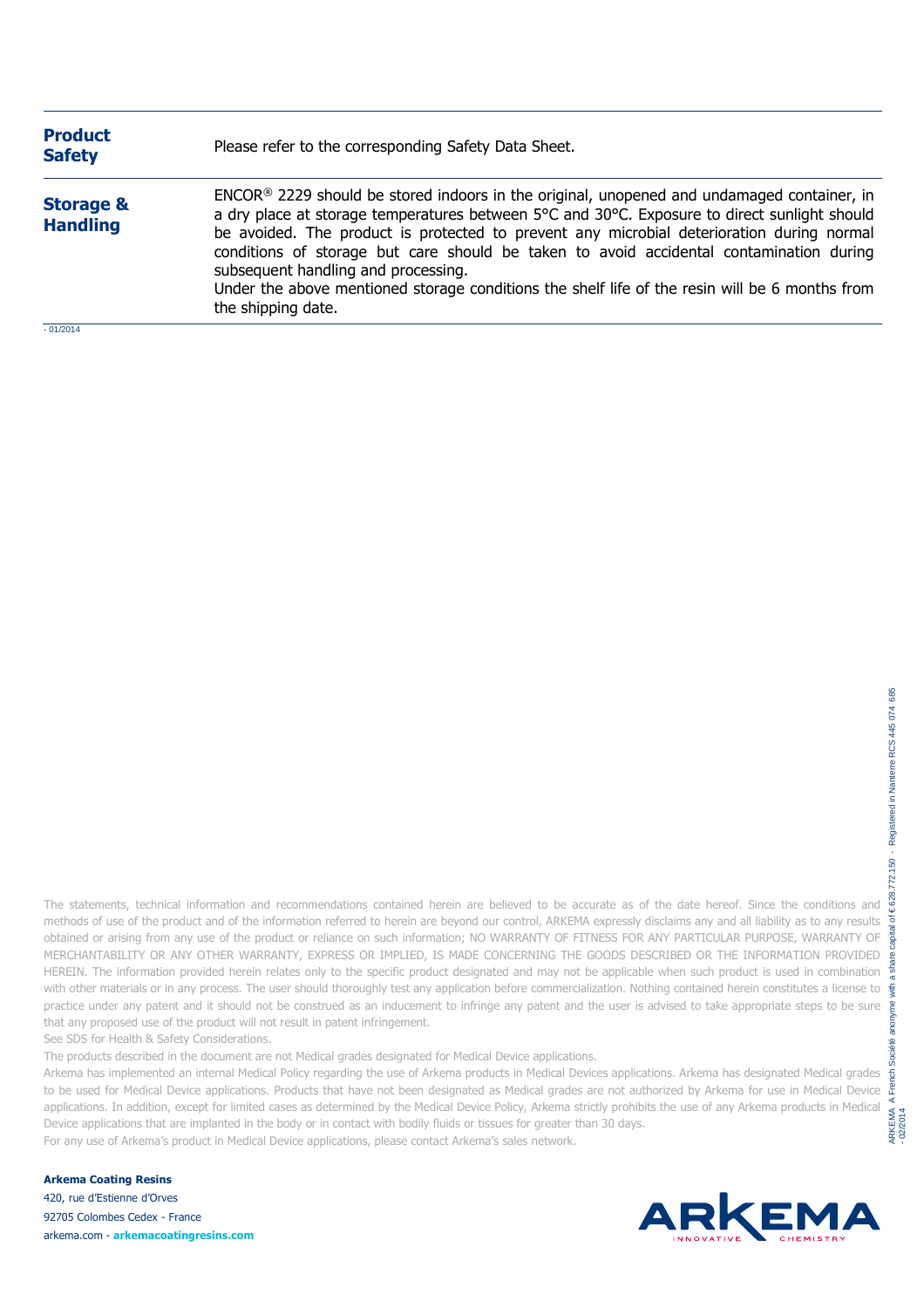| | |
|---|---|
| **Product Safety** | Please refer to the corresponding Safety Data Sheet. |
| **Storage & Handling** | ENCOR® 2229 should be stored indoors in the original, unopened and undamaged container, in a dry place at storage temperatures between 5°C and 30°C. Exposure to direct sunlight should be avoided. The product is protected to prevent any microbial deterioration during normal conditions of storage but care should be taken to avoid accidental contamination during subsequent handling and processing.<br>Under the above mentioned storage conditions the shelf life of the resin will be 6 months from the shipping date. |

- 01/2014

The statements, technical information and recommendations contained herein are believed to be accurate as of the date hereof. Since the conditions and methods of use of the product and of the information referred to herein are beyond our control, ARKEMA expressly disclaims any and all liability as to any results obtained or arising from any use of the product or reliance on such information; NO WARRANTY OF FITNESS FOR ANY PARTICULAR PURPOSE, WARRANTY OF MERCHANTABILITY OR ANY OTHER WARRANTY, EXPRESS OR IMPLIED, IS MADE CONCERNING THE GOODS DESCRIBED OR THE INFORMATION PROVIDED HEREIN. The information provided herein relates only to the specific product designated and may not be applicable when such product is used in combination with other materials or in any process. The user should thoroughly test any application before commercialization. Nothing contained herein constitutes a license to practice under any patent and it should not be construed as an inducement to infringe any patent and the user is advised to take appropriate steps to be sure that any proposed use of the product will not result in patent infringement.
See SDS for Health & Safety Considerations.

The products described in the document are not Medical grades designated for Medical Device applications.

Arkema has implemented an internal Medical Policy regarding the use of Arkema products in Medical Devices applications. Arkema has designated Medical grades to be used for Medical Device applications. Products that have not been designated as Medical grades are not authorized by Arkema for use in Medical Device applications. In addition, except for limited cases as determined by the Medical Device Policy, Arkema strictly prohibits the use of any Arkema products in Medical Device applications that are implanted in the body or in contact with bodily fluids or tissues for greater than 30 days.

For any use of Arkema's product in Medical Device applications, please contact Arkema's sales network.

ARKEMA A French Société anonyme with a share capital of € 628.772.150 - Registered in Nanterre RCS 445 074 685 - 02/2014

**Arkema Coating Resins**
420, rue d'Estienne d'Orves
92705 Colombes Cedex - France
arkema.com - **arkemacoatingresins.com**

ARKEMA
INNOVATIVE CHEMISTRY